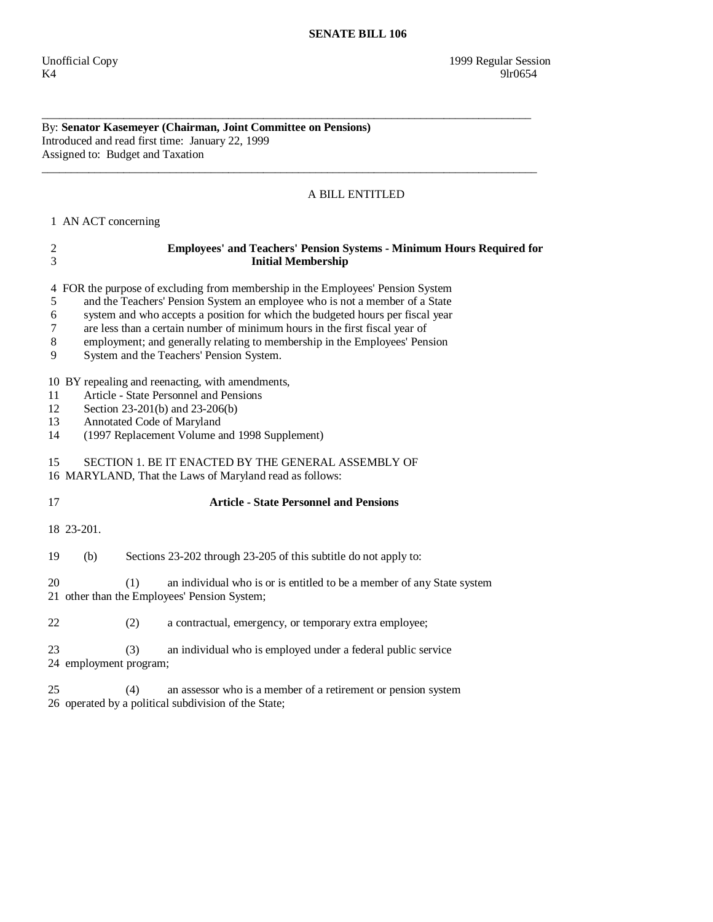# SENATE BILL 106

Unofficial Copy 1999 Regular Session
K4 9lr0654

---

By: **Senator Kasemeyer (Chairman, Joint Committee on Pensions)**
Introduced and read first time: January 22, 1999
Assigned to: Budget and Taxation

---

A BILL ENTITLED

1 AN ACT concerning

2 **Employees' and Teachers' Pension Systems - Minimum Hours Required for**
3 **Initial Membership**

4 FOR the purpose of excluding from membership in the Employees' Pension System
5 and the Teachers' Pension System an employee who is not a member of a State
6 system and who accepts a position for which the budgeted hours per fiscal year
7 are less than a certain number of minimum hours in the first fiscal year of
8 employment; and generally relating to membership in the Employees' Pension
9 System and the Teachers' Pension System.

10 BY repealing and reenacting, with amendments,
11 Article - State Personnel and Pensions
12 Section 23-201(b) and 23-206(b)
13 Annotated Code of Maryland
14 (1997 Replacement Volume and 1998 Supplement)

15 SECTION 1. BE IT ENACTED BY THE GENERAL ASSEMBLY OF
16 MARYLAND, That the Laws of Maryland read as follows:

17 **Article - State Personnel and Pensions**

18 23-201.

19 (b) Sections 23-202 through 23-205 of this subtitle do not apply to:

20 (1) an individual who is or is entitled to be a member of any State system
21 other than the Employees' Pension System;

22 (2) a contractual, emergency, or temporary extra employee;

23 (3) an individual who is employed under a federal public service
24 employment program;

25 (4) an assessor who is a member of a retirement or pension system
26 operated by a political subdivision of the State;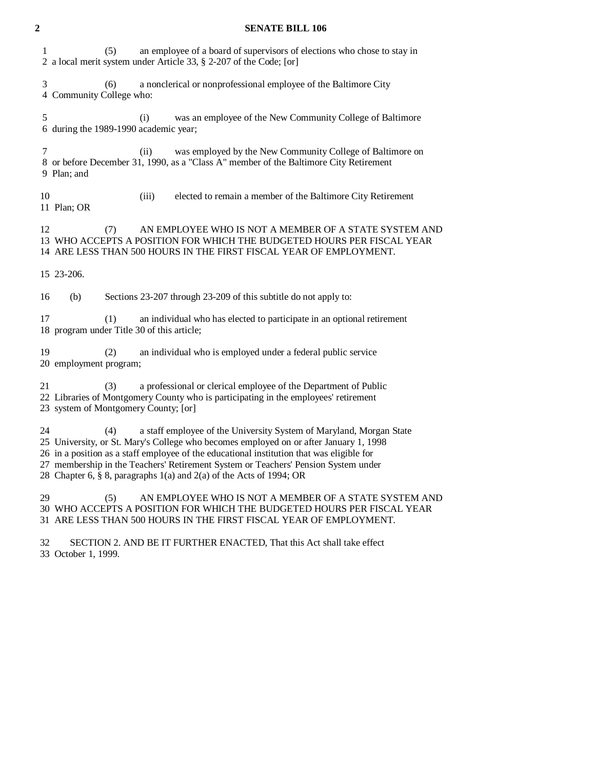(5) an employee of a board of supervisors of elections who chose to stay in a local merit system under Article 33, § 2-207 of the Code; [or]

(6) a nonclerical or nonprofessional employee of the Baltimore City Community College who:

(i) was an employee of the New Community College of Baltimore during the 1989-1990 academic year;

(ii) was employed by the New Community College of Baltimore on or before December 31, 1990, as a "Class A" member of the Baltimore City Retirement Plan; and

(iii) elected to remain a member of the Baltimore City Retirement Plan; OR

(7) AN EMPLOYEE WHO IS NOT A MEMBER OF A STATE SYSTEM AND WHO ACCEPTS A POSITION FOR WHICH THE BUDGETED HOURS PER FISCAL YEAR ARE LESS THAN 500 HOURS IN THE FIRST FISCAL YEAR OF EMPLOYMENT.

23-206.

(b) Sections 23-207 through 23-209 of this subtitle do not apply to:

(1) an individual who has elected to participate in an optional retirement program under Title 30 of this article;

(2) an individual who is employed under a federal public service employment program;

(3) a professional or clerical employee of the Department of Public Libraries of Montgomery County who is participating in the employees' retirement system of Montgomery County; [or]

(4) a staff employee of the University System of Maryland, Morgan State University, or St. Mary's College who becomes employed on or after January 1, 1998 in a position as a staff employee of the educational institution that was eligible for membership in the Teachers' Retirement System or Teachers' Pension System under Chapter 6, § 8, paragraphs 1(a) and 2(a) of the Acts of 1994; OR

(5) AN EMPLOYEE WHO IS NOT A MEMBER OF A STATE SYSTEM AND WHO ACCEPTS A POSITION FOR WHICH THE BUDGETED HOURS PER FISCAL YEAR ARE LESS THAN 500 HOURS IN THE FIRST FISCAL YEAR OF EMPLOYMENT.

SECTION 2. AND BE IT FURTHER ENACTED, That this Act shall take effect October 1, 1999.